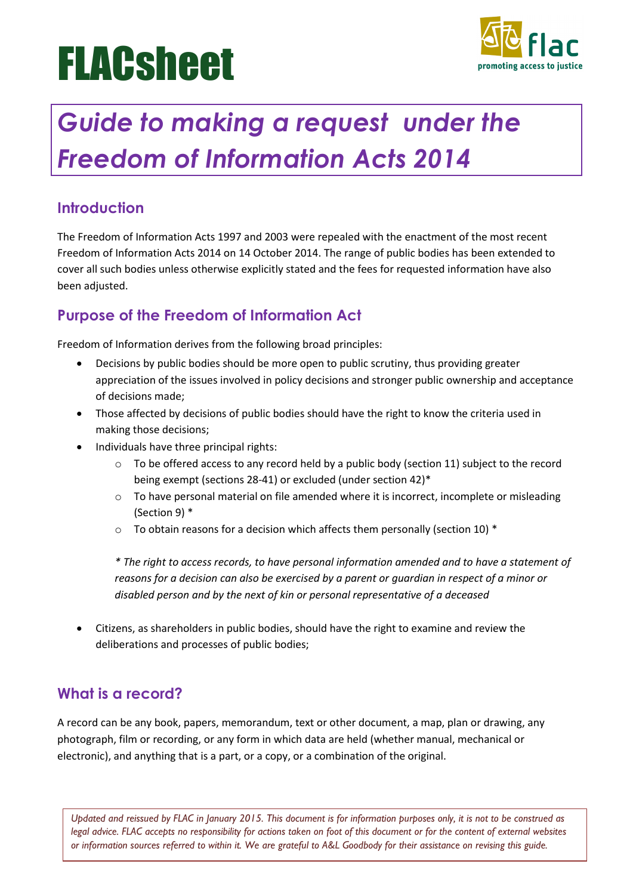# FLACsheet

flac
promoting access to justice

# Guide to making a request under the Freedom of Information Acts 2014

## Introduction

The Freedom of Information Acts 1997 and 2003 were repealed with the enactment of the most recent Freedom of Information Acts 2014 on 14 October 2014. The range of public bodies has been extended to cover all such bodies unless otherwise explicitly stated and the fees for requested information have also been adjusted.

## Purpose of the Freedom of Information Act

Freedom of Information derives from the following broad principles:

- Decisions by public bodies should be more open to public scrutiny, thus providing greater appreciation of the issues involved in policy decisions and stronger public ownership and acceptance of decisions made;
- Those affected by decisions of public bodies should have the right to know the criteria used in making those decisions;
- Individuals have three principal rights:
    - To be offered access to any record held by a public body (section 11) subject to the record being exempt (sections 28-41) or excluded (under section 42)*
    - To have personal material on file amended where it is incorrect, incomplete or misleading (Section 9) *
    - To obtain reasons for a decision which affects them personally (section 10) *

    *\* The right to access records, to have personal information amended and to have a statement of reasons for a decision can also be exercised by a parent or guardian in respect of a minor or disabled person and by the next of kin or personal representative of a deceased*

- Citizens, as shareholders in public bodies, should have the right to examine and review the deliberations and processes of public bodies;

## What is a record?

A record can be any book, papers, memorandum, text or other document, a map, plan or drawing, any photograph, film or recording, or any form in which data are held (whether manual, mechanical or electronic), and anything that is a part, or a copy, or a combination of the original.

*Updated and reissued by FLAC in January 2015. This document is for information purposes only, it is not to be construed as legal advice. FLAC accepts no responsibility for actions taken on foot of this document or for the content of external websites or information sources referred to within it. We are grateful to A&L Goodbody for their assistance on revising this guide.*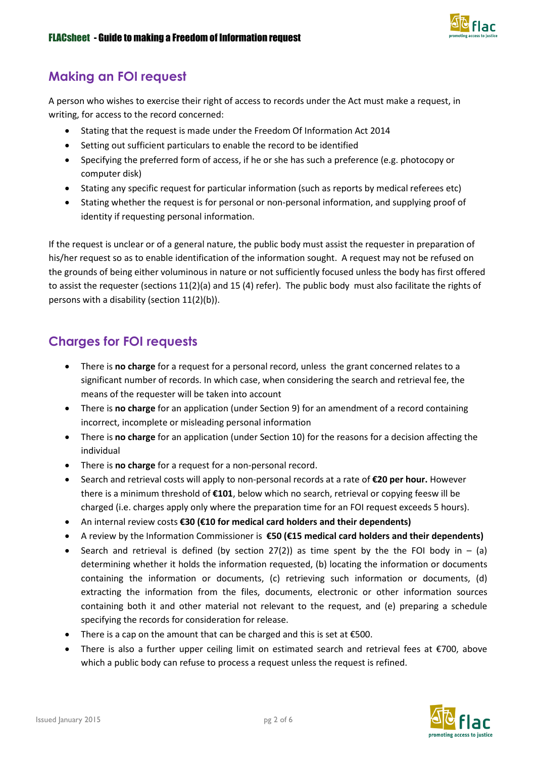## Making an FOI request

A person who wishes to exercise their right of access to records under the Act must make a request, in writing, for access to the record concerned:

- Stating that the request is made under the Freedom Of Information Act 2014
- Setting out sufficient particulars to enable the record to be identified
- Specifying the preferred form of access, if he or she has such a preference (e.g. photocopy or computer disk)
- Stating any specific request for particular information (such as reports by medical referees etc)
- Stating whether the request is for personal or non-personal information, and supplying proof of identity if requesting personal information.

If the request is unclear or of a general nature, the public body must assist the requester in preparation of his/her request so as to enable identification of the information sought. A request may not be refused on the grounds of being either voluminous in nature or not sufficiently focused unless the body has first offered to assist the requester (sections 11(2)(a) and 15 (4) refer). The public body must also facilitate the rights of persons with a disability (section 11(2)(b)).

## Charges for FOI requests

- There is **no charge** for a request for a personal record, unless the grant concerned relates to a significant number of records. In which case, when considering the search and retrieval fee, the means of the requester will be taken into account
- There is **no charge** for an application (under Section 9) for an amendment of a record containing incorrect, incomplete or misleading personal information
- There is **no charge** for an application (under Section 10) for the reasons for a decision affecting the individual
- There is **no charge** for a request for a non-personal record.
- Search and retrieval costs will apply to non-personal records at a rate of **€20 per hour.** However there is a minimum threshold of **€101**, below which no search, retrieval or copying feesw ill be charged (i.e. charges apply only where the preparation time for an FOI request exceeds 5 hours).
- An internal review costs **€30 (€10 for medical card holders and their dependents)**
- A review by the Information Commissioner is **€50 (€15 medical card holders and their dependents)**
- Search and retrieval is defined (by section 27(2)) as time spent by the the FOI body in – (a) determining whether it holds the information requested, (b) locating the information or documents containing the information or documents, (c) retrieving such information or documents, (d) extracting the information from the files, documents, electronic or other information sources containing both it and other material not relevant to the request, and (e) preparing a schedule specifying the records for consideration for release.
- There is a cap on the amount that can be charged and this is set at €500.
- There is also a further upper ceiling limit on estimated search and retrieval fees at €700, above which a public body can refuse to process a request unless the request is refined.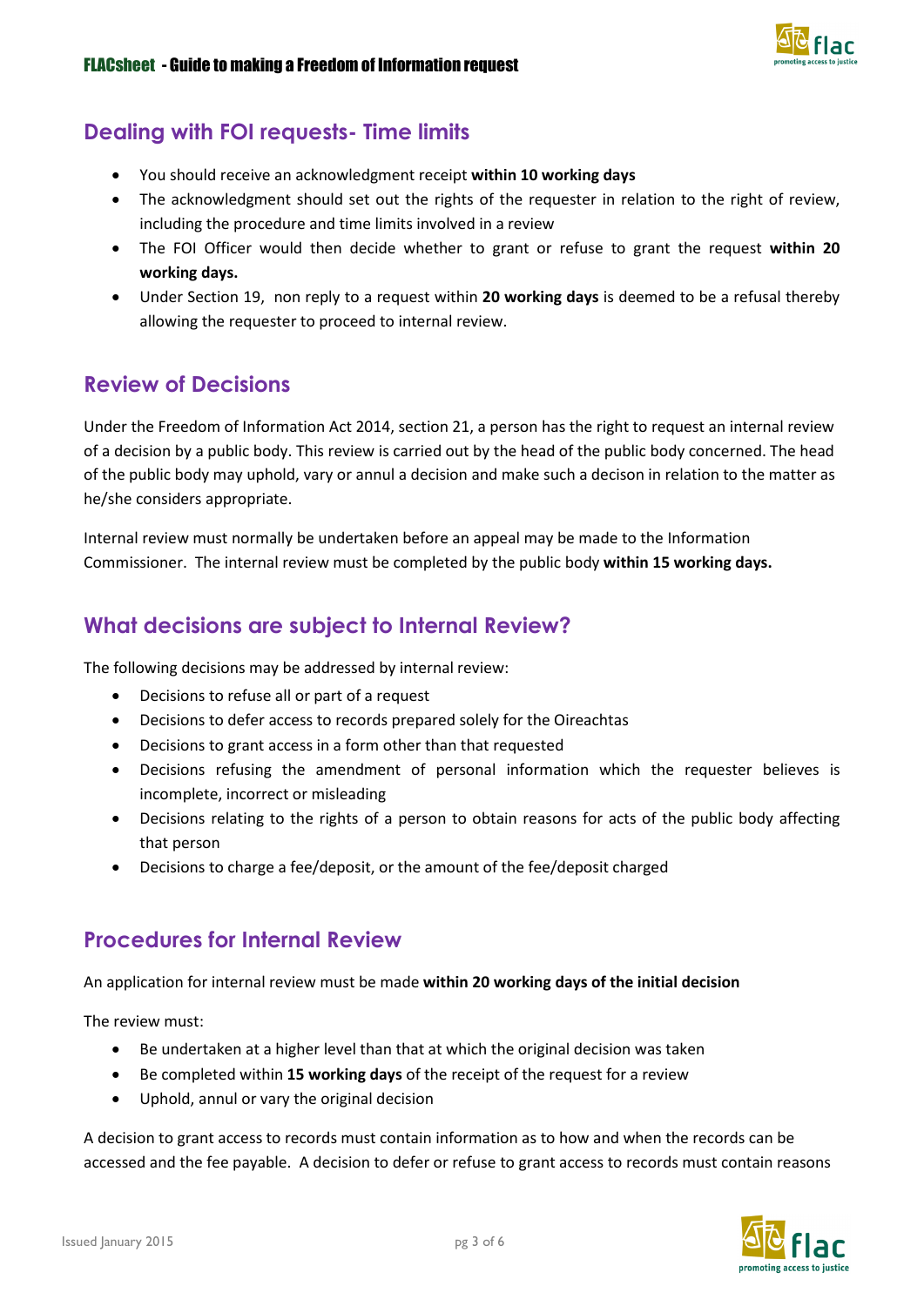## Dealing with FOI requests- Time limits

- You should receive an acknowledgment receipt **within 10 working days**
- The acknowledgment should set out the rights of the requester in relation to the right of review, including the procedure and time limits involved in a review
- The FOI Officer would then decide whether to grant or refuse to grant the request **within 20 working days.**
- Under Section 19, non reply to a request within **20 working days** is deemed to be a refusal thereby allowing the requester to proceed to internal review.

## Review of Decisions

Under the Freedom of Information Act 2014, section 21, a person has the right to request an internal review of a decision by a public body. This review is carried out by the head of the public body concerned. The head of the public body may uphold, vary or annul a decision and make such a decison in relation to the matter as he/she considers appropriate.

Internal review must normally be undertaken before an appeal may be made to the Information Commissioner. The internal review must be completed by the public body **within 15 working days.**

## What decisions are subject to Internal Review?

The following decisions may be addressed by internal review:

- Decisions to refuse all or part of a request
- Decisions to defer access to records prepared solely for the Oireachtas
- Decisions to grant access in a form other than that requested
- Decisions refusing the amendment of personal information which the requester believes is incomplete, incorrect or misleading
- Decisions relating to the rights of a person to obtain reasons for acts of the public body affecting that person
- Decisions to charge a fee/deposit, or the amount of the fee/deposit charged

## Procedures for Internal Review

An application for internal review must be made **within 20 working days of the initial decision**

The review must:

- Be undertaken at a higher level than that at which the original decision was taken
- Be completed within **15 working days** of the receipt of the request for a review
- Uphold, annul or vary the original decision

A decision to grant access to records must contain information as to how and when the records can be accessed and the fee payable. A decision to defer or refuse to grant access to records must contain reasons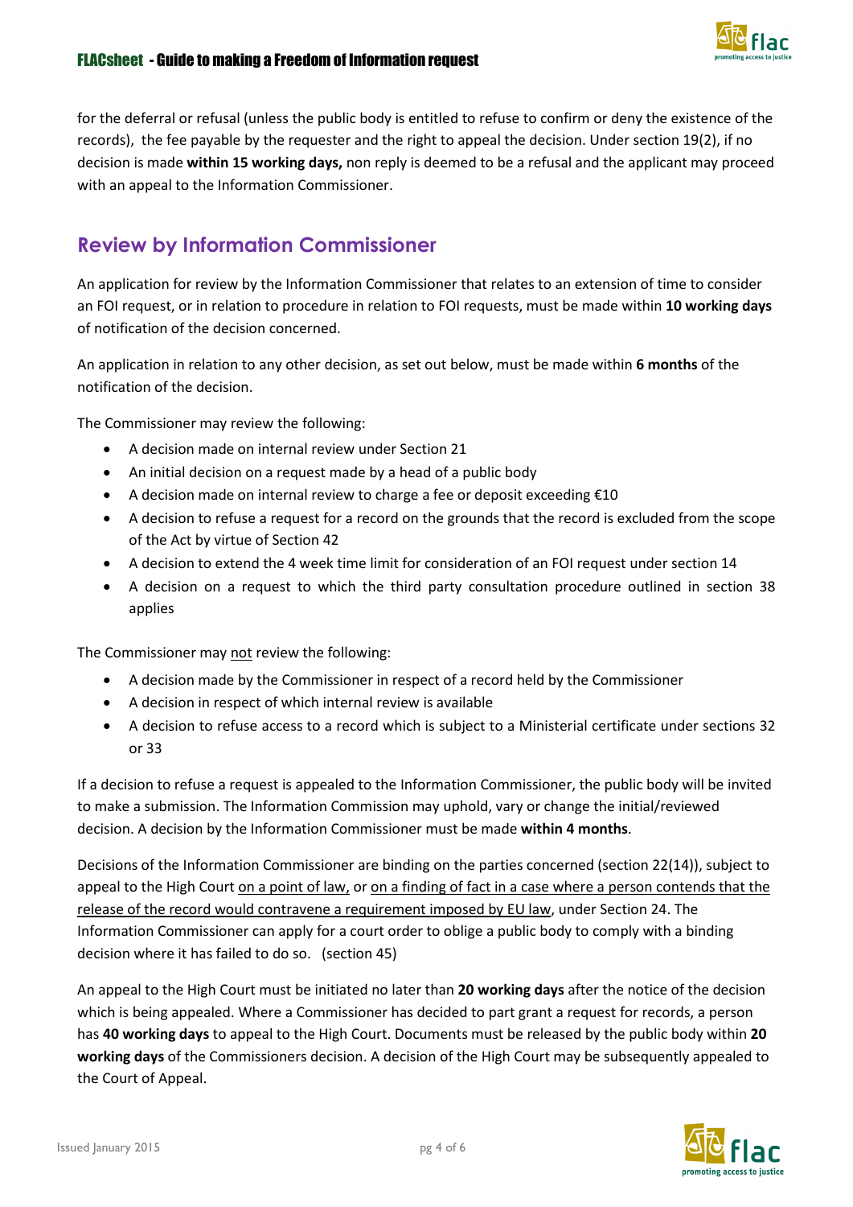for the deferral or refusal (unless the public body is entitled to refuse to confirm or deny the existence of the records), the fee payable by the requester and the right to appeal the decision. Under section 19(2), if no decision is made **within 15 working days,** non reply is deemed to be a refusal and the applicant may proceed with an appeal to the Information Commissioner.

## Review by Information Commissioner

An application for review by the Information Commissioner that relates to an extension of time to consider an FOI request, or in relation to procedure in relation to FOI requests, must be made within **10 working days** of notification of the decision concerned.

An application in relation to any other decision, as set out below, must be made within **6 months** of the notification of the decision.

The Commissioner may review the following:

- A decision made on internal review under Section 21
- An initial decision on a request made by a head of a public body
- A decision made on internal review to charge a fee or deposit exceeding €10
- A decision to refuse a request for a record on the grounds that the record is excluded from the scope of the Act by virtue of Section 42
- A decision to extend the 4 week time limit for consideration of an FOI request under section 14
- A decision on a request to which the third party consultation procedure outlined in section 38 applies

The Commissioner may <u>not</u> review the following:

- A decision made by the Commissioner in respect of a record held by the Commissioner
- A decision in respect of which internal review is available
- A decision to refuse access to a record which is subject to a Ministerial certificate under sections 32 or 33

If a decision to refuse a request is appealed to the Information Commissioner, the public body will be invited to make a submission. The Information Commission may uphold, vary or change the initial/reviewed decision. A decision by the Information Commissioner must be made **within 4 months**.

Decisions of the Information Commissioner are binding on the parties concerned (section 22(14)), subject to appeal to the High Court <u>on a point of law,</u> or <u>on a finding of fact in a case where a person contends that the release of the record would contravene a requirement imposed by EU law</u>, under Section 24. The Information Commissioner can apply for a court order to oblige a public body to comply with a binding decision where it has failed to do so. (section 45)

An appeal to the High Court must be initiated no later than **20 working days** after the notice of the decision which is being appealed. Where a Commissioner has decided to part grant a request for records, a person has **40 working days** to appeal to the High Court. Documents must be released by the public body within **20 working days** of the Commissioners decision. A decision of the High Court may be subsequently appealed to the Court of Appeal.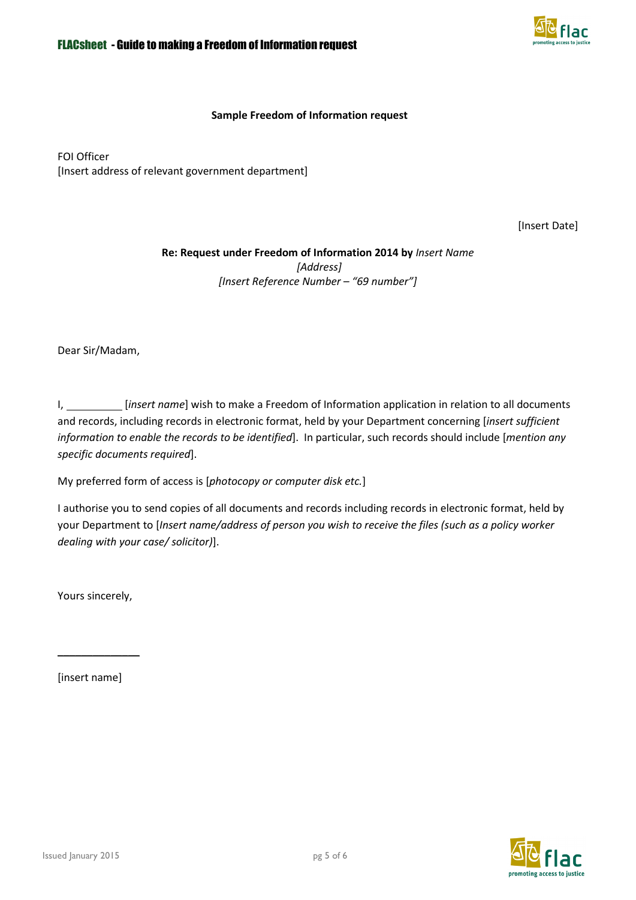**Sample Freedom of Information request**

FOI Officer
[Insert address of relevant government department]

[Insert Date]

**Re: Request under Freedom of Information 2014 by** *Insert Name*
*[Address]*
*[Insert Reference Number – "69 number"]*

Dear Sir/Madam,

I, _________ [*insert name*] wish to make a Freedom of Information application in relation to all documents and records, including records in electronic format, held by your Department concerning [*insert sufficient information to enable the records to be identified*]. In particular, such records should include [*mention any specific documents required*].

My preferred form of access is [*photocopy or computer disk etc.*]

I authorise you to send copies of all documents and records including records in electronic format, held by your Department to [*Insert name/address of person you wish to receive the files (such as a policy worker dealing with your case/ solicitor)*].

Yours sincerely,

______________

[insert name]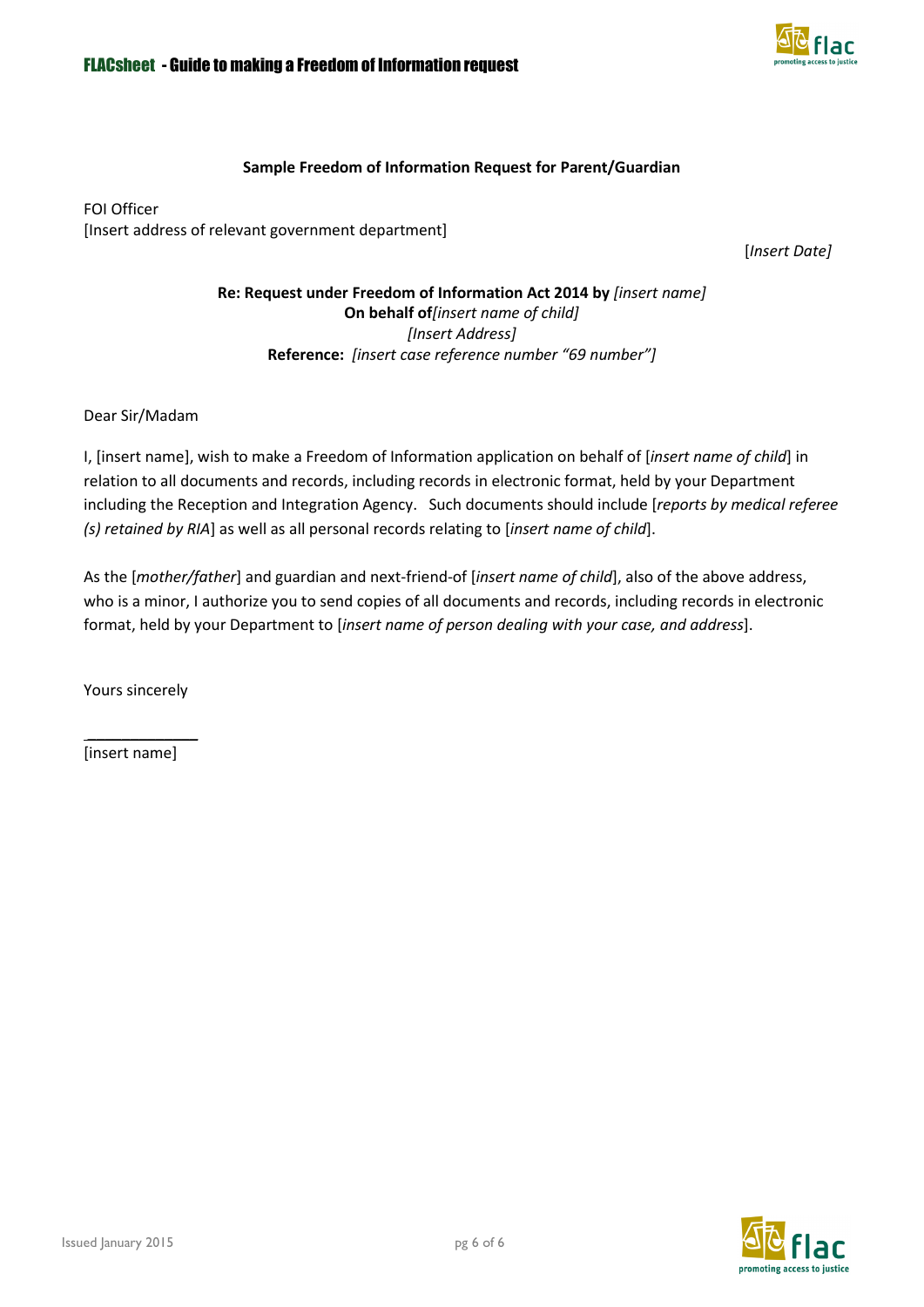**Sample Freedom of Information Request for Parent/Guardian**

FOI Officer
[Insert address of relevant government department]

[*Insert Date*]

**Re: Request under Freedom of Information Act 2014 by** *[insert name]*
**On behalf of***[insert name of child]*
*[Insert Address]*
**Reference:** *[insert case reference number "69 number"]*

Dear Sir/Madam

I, [insert name], wish to make a Freedom of Information application on behalf of [*insert name of child*] in relation to all documents and records, including records in electronic format, held by your Department including the Reception and Integration Agency. Such documents should include [*reports by medical referee (s) retained by RIA*] as well as all personal records relating to [*insert name of child*].

As the [*mother/father*] and guardian and next-friend-of [*insert name of child*], also of the above address, who is a minor, I authorize you to send copies of all documents and records, including records in electronic format, held by your Department to [*insert name of person dealing with your case, and address*].

Yours sincerely

_____________
[insert name]